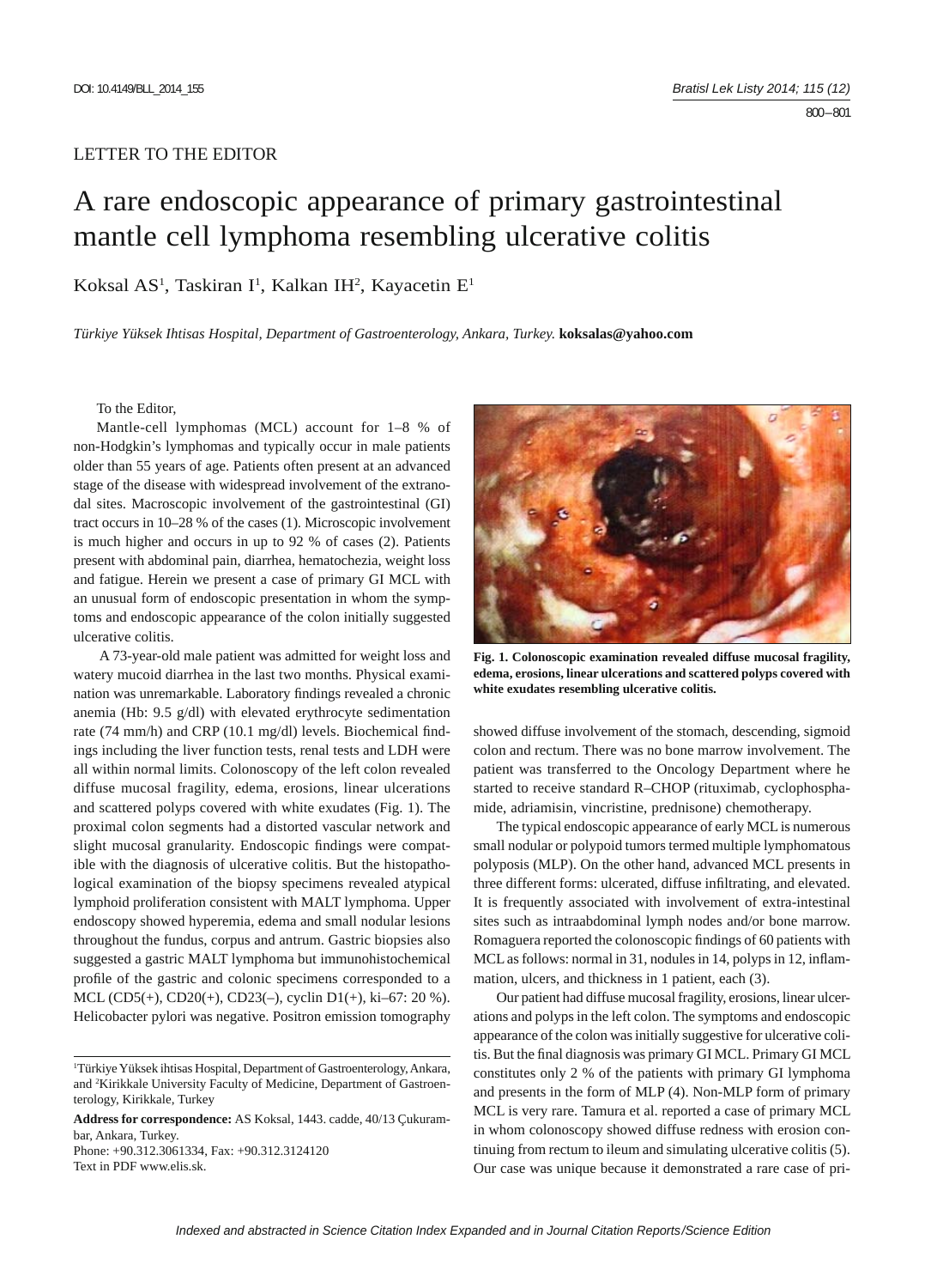LETTER TO THE EDITOR

# A rare endoscopic appearance of primary gastrointestinal mantle cell lymphoma resembling ulcerative colitis

Koksal AS[1], Taskiran I[1], Kalkan IH[2], Kayacetin E[1]

*Türkiye Yüksek Ihtisas Hospital, Department of Gastroenterology, Ankara, Turkey.* **koksalas@yahoo.com**

To the Editor,

Mantle-cell lymphomas (MCL) account for 1–8 % of non-Hodgkin's lymphomas and typically occur in male patients older than 55 years of age. Patients often present at an advanced stage of the disease with widespread involvement of the extranodal sites. Macroscopic involvement of the gastrointestinal (GI) tract occurs in 10–28 % of the cases (1). Microscopic involvement is much higher and occurs in up to 92 % of cases (2). Patients present with abdominal pain, diarrhea, hematochezia, weight loss and fatigue. Herein we present a case of primary GI MCL with an unusual form of endoscopic presentation in whom the symptoms and endoscopic appearance of the colon initially suggested ulcerative colitis.

A 73-year-old male patient was admitted for weight loss and watery mucoid diarrhea in the last two months. Physical examination was unremarkable. Laboratory findings revealed a chronic anemia (Hb: 9.5 g/dl) with elevated erythrocyte sedimentation rate (74 mm/h) and CRP (10.1 mg/dl) levels. Biochemical findings including the liver function tests, renal tests and LDH were all within normal limits. Colonoscopy of the left colon revealed diffuse mucosal fragility, edema, erosions, linear ulcerations and scattered polyps covered with white exudates (Fig. 1). The proximal colon segments had a distorted vascular network and slight mucosal granularity. Endoscopic findings were compatible with the diagnosis of ulcerative colitis. But the histopathological examination of the biopsy specimens revealed atypical lymphoid proliferation consistent with MALT lymphoma. Upper endoscopy showed hyperemia, edema and small nodular lesions throughout the fundus, corpus and antrum. Gastric biopsies also suggested a gastric MALT lymphoma but immunohistochemical profile of the gastric and colonic specimens corresponded to a MCL (CD5(+), CD20(+), CD23(–), cyclin D1(+), ki–67: 20 %). Helicobacter pylori was negative. Positron emission tomography showed diffuse involvement of the stomach, descending, sigmoid colon and rectum. There was no bone marrow involvement. The patient was transferred to the Oncology Department where he started to receive standard R–CHOP (rituximab, cyclophosphamide, adriamisin, vincristine, prednisone) chemotherapy.

**Fig. 1. Colonoscopic examination revealed diffuse mucosal fragility, edema, erosions, linear ulcerations and scattered polyps covered with white exudates resembling ulcerative colitis.**

The typical endoscopic appearance of early MCL is numerous small nodular or polypoid tumors termed multiple lymphomatous polyposis (MLP). On the other hand, advanced MCL presents in three different forms: ulcerated, diffuse infiltrating, and elevated. It is frequently associated with involvement of extra-intestinal sites such as intraabdominal lymph nodes and/or bone marrow. Romaguera reported the colonoscopic findings of 60 patients with MCL as follows: normal in 31, nodules in 14, polyps in 12, inflammation, ulcers, and thickness in 1 patient, each (3).

Our patient had diffuse mucosal fragility, erosions, linear ulcerations and polyps in the left colon. The symptoms and endoscopic appearance of the colon was initially suggestive for ulcerative colitis. But the final diagnosis was primary GI MCL. Primary GI MCL constitutes only 2 % of the patients with primary GI lymphoma and presents in the form of MLP (4). Non-MLP form of primary MCL is very rare. Tamura et al. reported a case of primary MCL in whom colonoscopy showed diffuse redness with erosion continuing from rectum to ileum and simulating ulcerative colitis (5). Our case was unique because it demonstrated a rare case of pri-

---

[1]Türkiye Yüksek ihtisas Hospital, Department of Gastroenterology, Ankara, and [2]Kirikkale University Faculty of Medicine, Department of Gastroenterology, Kirikkale, Turkey

**Address for correspondence:** AS Koksal, 1443. cadde, 40/13 Çukurambar, Ankara, Turkey.
Phone: +90.312.3061334, Fax: +90.312.3124120
Text in PDF www.elis.sk.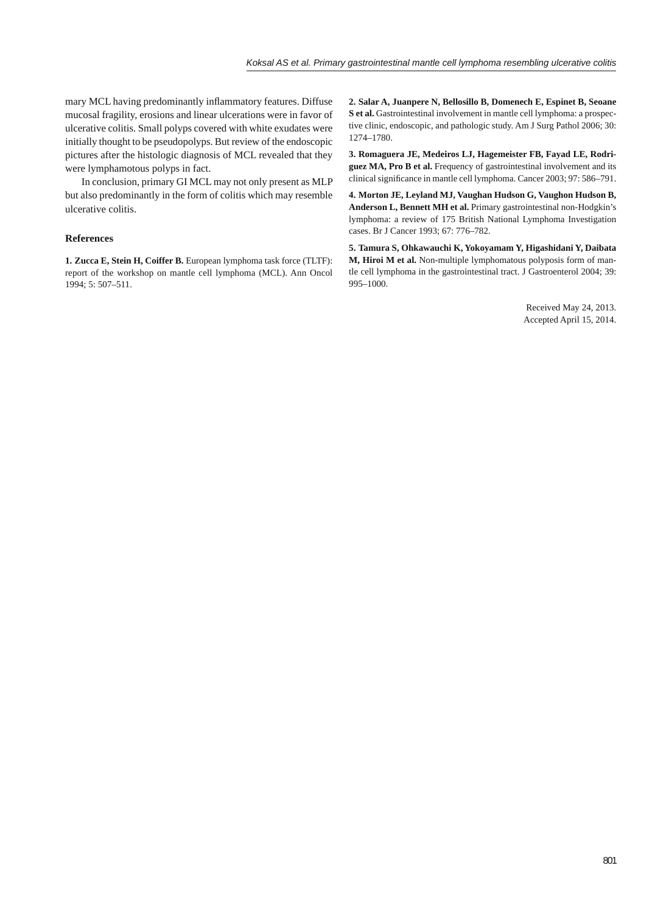mary MCL having predominantly inflammatory features. Diffuse mucosal fragility, erosions and linear ulcerations were in favor of ulcerative colitis. Small polyps covered with white exudates were initially thought to be pseudopolyps. But review of the endoscopic pictures after the histologic diagnosis of MCL revealed that they were lymphamotous polyps in fact.

In conclusion, primary GI MCL may not only present as MLP but also predominantly in the form of colitis which may resemble ulcerative colitis.

### References

**1. Zucca E, Stein H, Coiffer B.** European lymphoma task force (TLTF): report of the workshop on mantle cell lymphoma (MCL). Ann Oncol 1994; 5: 507–511.

**2. Salar A, Juanpere N, Bellosillo B, Domenech E, Espinet B, Seoane S et al.** Gastrointestinal involvement in mantle cell lymphoma: a prospective clinic, endoscopic, and pathologic study. Am J Surg Pathol 2006; 30: 1274–1780.

**3. Romaguera JE, Medeiros LJ, Hagemeister FB, Fayad LE, Rodriguez MA, Pro B et al.** Frequency of gastrointestinal involvement and its clinical significance in mantle cell lymphoma. Cancer 2003; 97: 586–791.

**4. Morton JE, Leyland MJ, Vaughan Hudson G, Vaughon Hudson B, Anderson L, Bennett MH et al.** Primary gastrointestinal non-Hodgkin's lymphoma: a review of 175 British National Lymphoma Investigation cases. Br J Cancer 1993; 67: 776–782.

**5. Tamura S, Ohkawauchi K, Yokoyamam Y, Higashidani Y, Daibata M, Hiroi M et al.** Non-multiple lymphomatous polyposis form of mantle cell lymphoma in the gastrointestinal tract. J Gastroenterol 2004; 39: 995–1000.

Received May 24, 2013.
Accepted April 15, 2014.